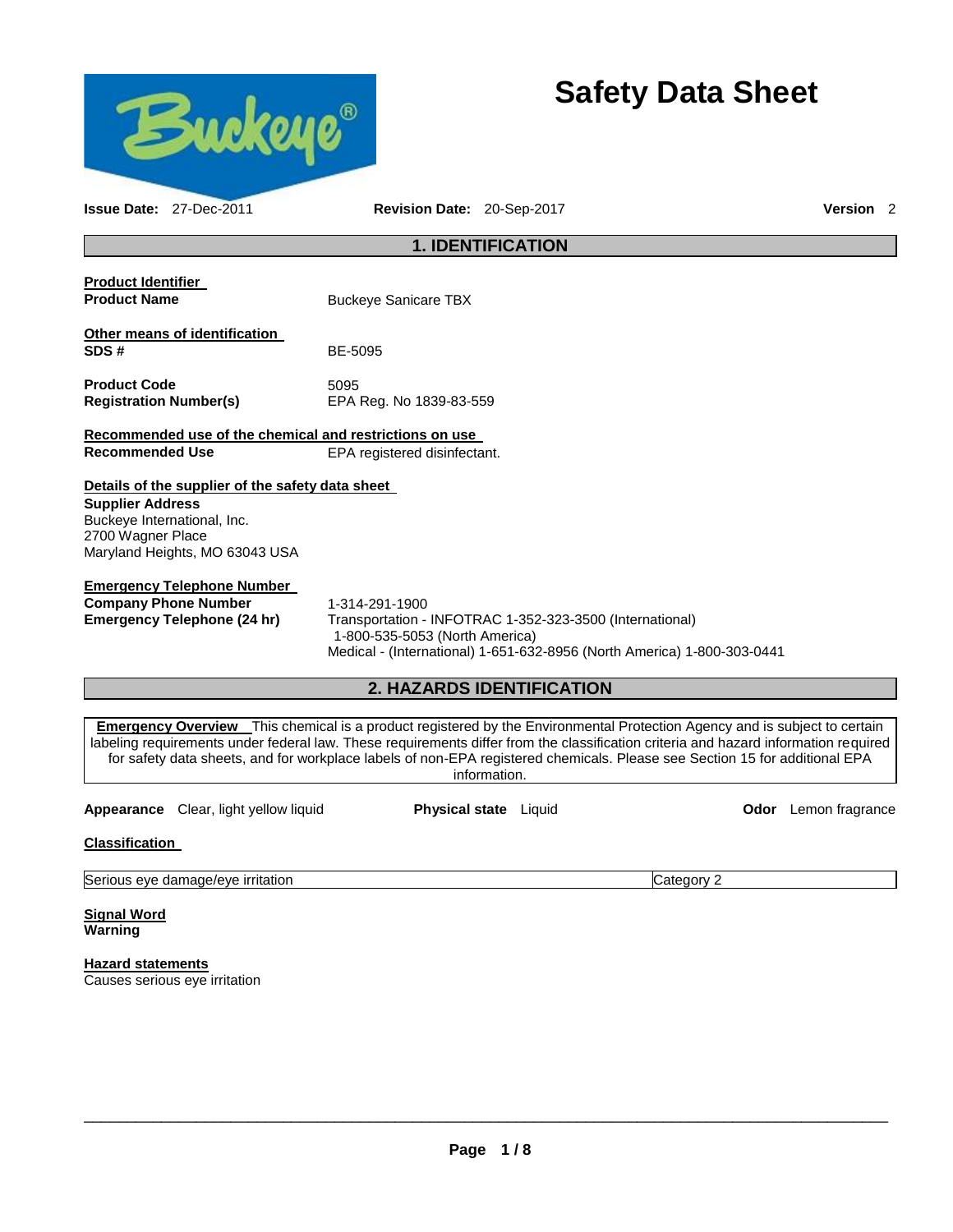# Safety Data Sheet

**Issue Date:** 27-Dec-2011 **Revision Date:** 20-Sep-2017 **Version** 2

## 1. IDENTIFICATION

**Product Identifier**

**Product Name** Buckeye Sanicare TBX

**Other means of identification**

**SDS #** BE-5095

**Product Code** 5095

**Registration Number(s)** EPA Reg. No 1839-83-559

**Recommended use of the chemical and restrictions on use**

**Recommended Use** EPA registered disinfectant.

**Details of the supplier of the safety data sheet**

**Supplier Address**
Buckeye International, Inc.
2700 Wagner Place
Maryland Heights, MO 63043 USA

**Emergency Telephone Number**

**Company Phone Number** 1-314-291-1900

**Emergency Telephone (24 hr)** Transportation - INFOTRAC 1-352-323-3500 (International)
1-800-535-5053 (North America)
Medical - (International) 1-651-632-8956 (North America) 1-800-303-0441

## 2. HAZARDS IDENTIFICATION

**Emergency Overview** This chemical is a product registered by the Environmental Protection Agency and is subject to certain labeling requirements under federal law. These requirements differ from the classification criteria and hazard information required for safety data sheets, and for workplace labels of non-EPA registered chemicals. Please see Section 15 for additional EPA information.

**Appearance** Clear, light yellow liquid **Physical state** Liquid **Odor** Lemon fragrance

**Classification**

| | |
|---|---|
| Serious eye damage/eye irritation | Category 2 |

**Signal Word**
**Warning**

**Hazard statements**
Causes serious eye irritation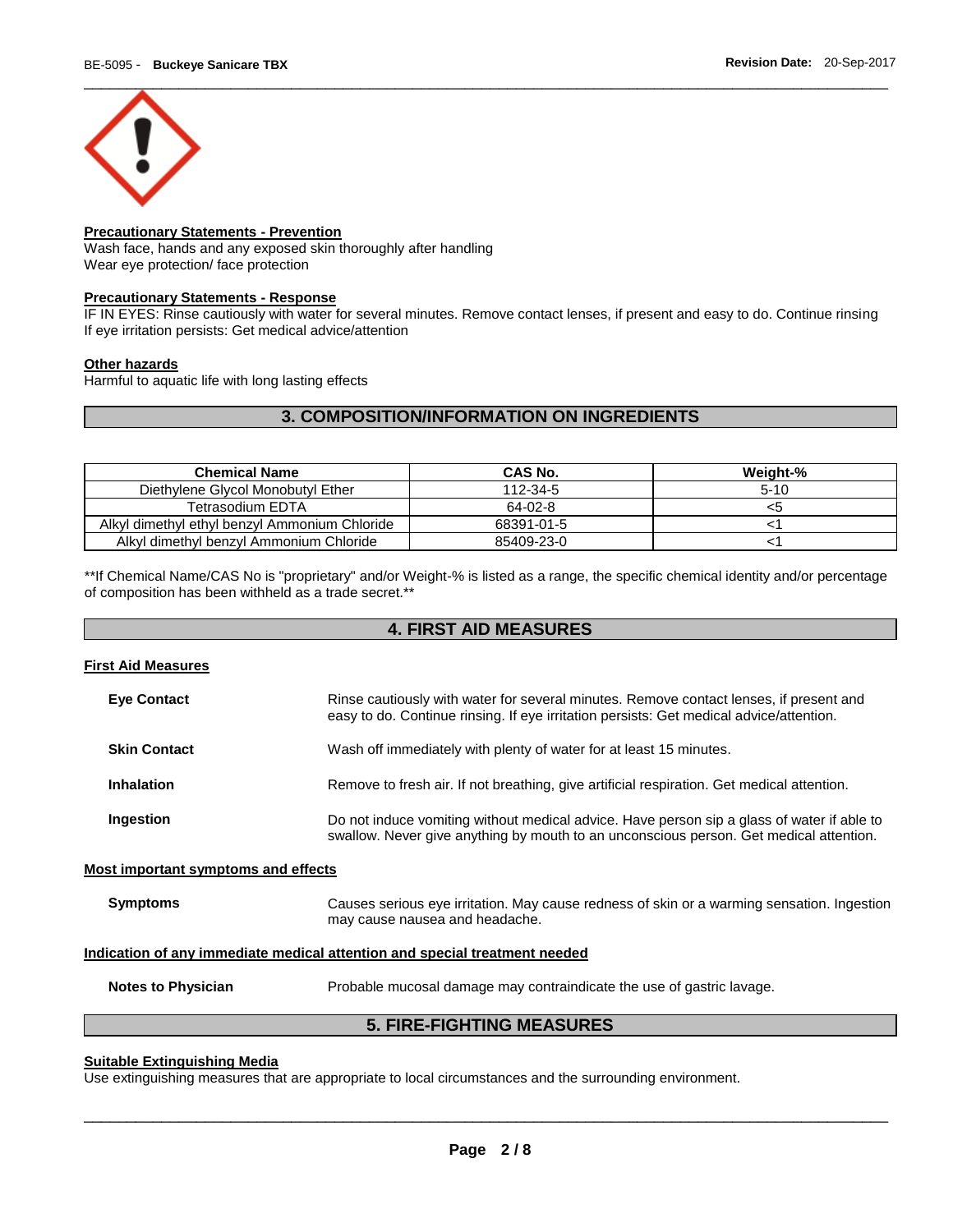**Precautionary Statements - Prevention**

Wash face, hands and any exposed skin thoroughly after handling
Wear eye protection/ face protection

**Precautionary Statements - Response**

IF IN EYES: Rinse cautiously with water for several minutes. Remove contact lenses, if present and easy to do. Continue rinsing
If eye irritation persists: Get medical advice/attention

**Other hazards**

Harmful to aquatic life with long lasting effects

## 3. COMPOSITION/INFORMATION ON INGREDIENTS

| Chemical Name | CAS No. | Weight-% |
|---|---|---|
| Diethylene Glycol Monobutyl Ether | 112-34-5 | 5-10 |
| Tetrasodium EDTA | 64-02-8 | <5 |
| Alkyl dimethyl ethyl benzyl Ammonium Chloride | 68391-01-5 | <1 |
| Alkyl dimethyl benzyl Ammonium Chloride | 85409-23-0 | <1 |

**If Chemical Name/CAS No is "proprietary" and/or Weight-% is listed as a range, the specific chemical identity and/or percentage of composition has been withheld as a trade secret.**

## 4. FIRST AID MEASURES

**First Aid Measures**

**Eye Contact** Rinse cautiously with water for several minutes. Remove contact lenses, if present and easy to do. Continue rinsing. If eye irritation persists: Get medical advice/attention.

**Skin Contact** Wash off immediately with plenty of water for at least 15 minutes.

**Inhalation** Remove to fresh air. If not breathing, give artificial respiration. Get medical attention.

**Ingestion** Do not induce vomiting without medical advice. Have person sip a glass of water if able to swallow. Never give anything by mouth to an unconscious person. Get medical attention.

**Most important symptoms and effects**

**Symptoms** Causes serious eye irritation. May cause redness of skin or a warming sensation. Ingestion may cause nausea and headache.

**Indication of any immediate medical attention and special treatment needed**

**Notes to Physician** Probable mucosal damage may contraindicate the use of gastric lavage.

## 5. FIRE-FIGHTING MEASURES

**Suitable Extinguishing Media**

Use extinguishing measures that are appropriate to local circumstances and the surrounding environment.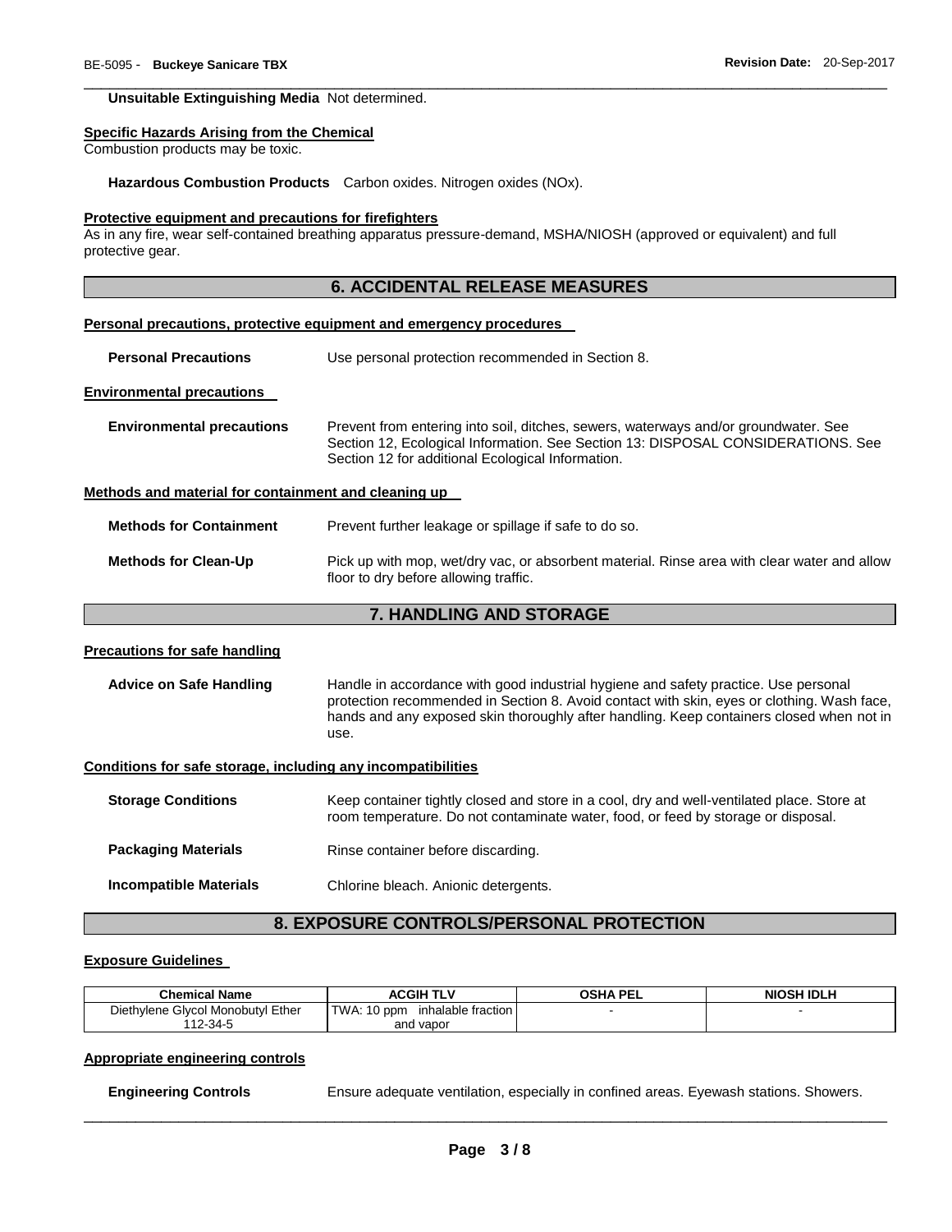**Unsuitable Extinguishing Media** Not determined.

**Specific Hazards Arising from the Chemical**

Combustion products may be toxic.

**Hazardous Combustion Products** Carbon oxides. Nitrogen oxides (NOx).

**Protective equipment and precautions for firefighters**

As in any fire, wear self-contained breathing apparatus pressure-demand, MSHA/NIOSH (approved or equivalent) and full protective gear.

## 6. ACCIDENTAL RELEASE MEASURES

**Personal precautions, protective equipment and emergency procedures**

**Personal Precautions** Use personal protection recommended in Section 8.

**Environmental precautions**

**Environmental precautions** Prevent from entering into soil, ditches, sewers, waterways and/or groundwater. See Section 12, Ecological Information. See Section 13: DISPOSAL CONSIDERATIONS. See Section 12 for additional Ecological Information.

**Methods and material for containment and cleaning up**

**Methods for Containment** Prevent further leakage or spillage if safe to do so.

**Methods for Clean-Up** Pick up with mop, wet/dry vac, or absorbent material. Rinse area with clear water and allow floor to dry before allowing traffic.

## 7. HANDLING AND STORAGE

**Precautions for safe handling**

**Advice on Safe Handling** Handle in accordance with good industrial hygiene and safety practice. Use personal protection recommended in Section 8. Avoid contact with skin, eyes or clothing. Wash face, hands and any exposed skin thoroughly after handling. Keep containers closed when not in use.

**Conditions for safe storage, including any incompatibilities**

**Storage Conditions** Keep container tightly closed and store in a cool, dry and well-ventilated place. Store at room temperature. Do not contaminate water, food, or feed by storage or disposal.

**Packaging Materials** Rinse container before discarding.

**Incompatible Materials** Chlorine bleach. Anionic detergents.

## 8. EXPOSURE CONTROLS/PERSONAL PROTECTION

**Exposure Guidelines**

| Chemical Name | ACGIH TLV | OSHA PEL | NIOSH IDLH |
|---|---|---|---|
| Diethylene Glycol Monobutyl Ether 112-34-5 | TWA: 10 ppm inhalable fraction and vapor | - | - |

**Appropriate engineering controls**

**Engineering Controls** Ensure adequate ventilation, especially in confined areas. Eyewash stations. Showers.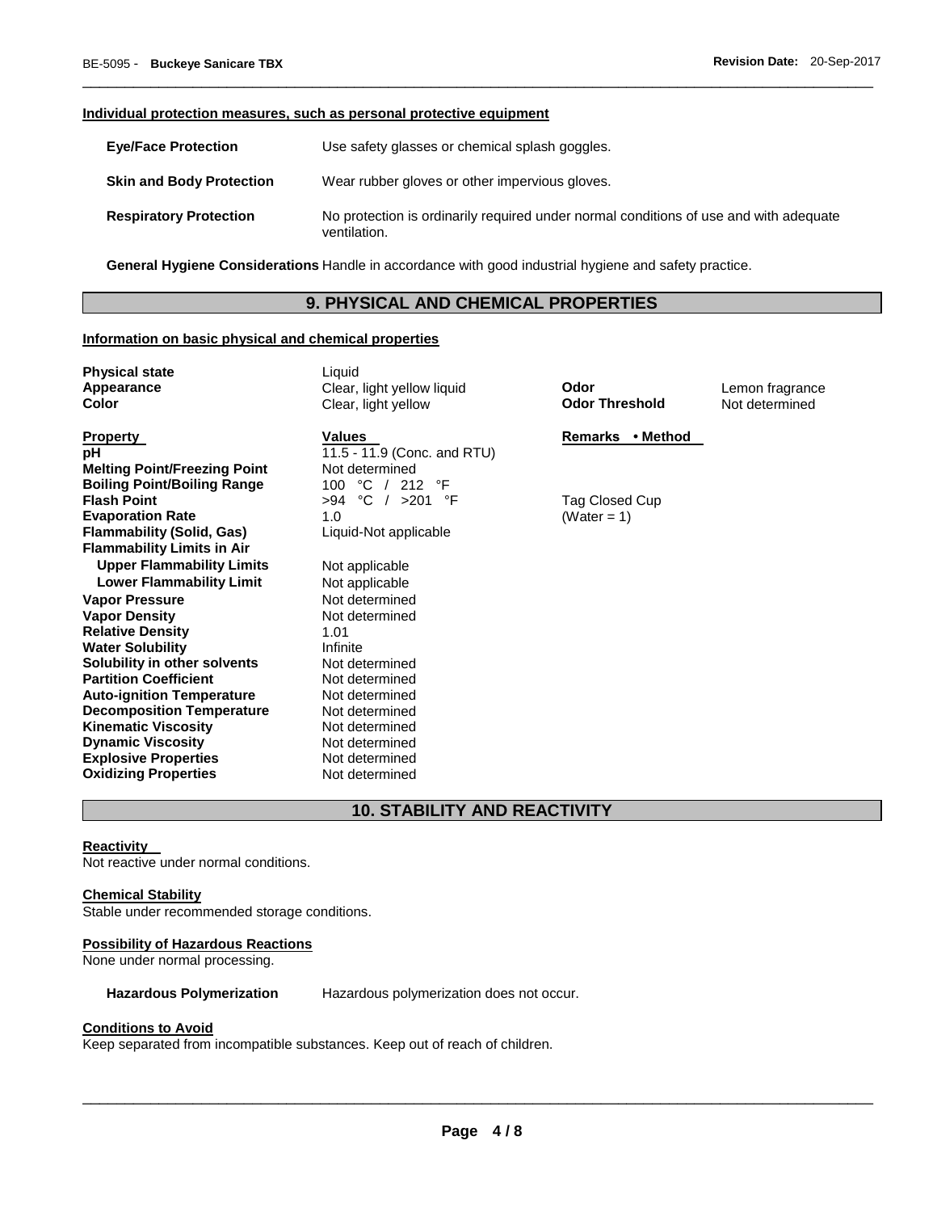#### Individual protection measures, such as personal protective equipment

| | |
|---|---|
| **Eye/Face Protection** | Use safety glasses or chemical splash goggles. |
| **Skin and Body Protection** | Wear rubber gloves or other impervious gloves. |
| **Respiratory Protection** | No protection is ordinarily required under normal conditions of use and with adequate ventilation. |

**General Hygiene Considerations** Handle in accordance with good industrial hygiene and safety practice.

## 9. PHYSICAL AND CHEMICAL PROPERTIES

#### Information on basic physical and chemical properties

| | | | |
|---|---|---|---|
| **Physical state** | Liquid | | |
| **Appearance** | Clear, light yellow liquid | **Odor** | Lemon fragrance |
| **Color** | Clear, light yellow | **Odor Threshold** | Not determined |

| **Property** | **Values** | **Remarks • Method** |
|---|---|---|
| **pH** | 11.5 - 11.9 (Conc. and RTU) | |
| **Melting Point/Freezing Point** | Not determined | |
| **Boiling Point/Boiling Range** | 100 °C / 212 °F | |
| **Flash Point** | >94 °C / >201 °F | Tag Closed Cup |
| **Evaporation Rate** | 1.0 | (Water = 1) |
| **Flammability (Solid, Gas)** | Liquid-Not applicable | |
| **Flammability Limits in Air** | | |
| **Upper Flammability Limits** | Not applicable | |
| **Lower Flammability Limit** | Not applicable | |
| **Vapor Pressure** | Not determined | |
| **Vapor Density** | Not determined | |
| **Relative Density** | 1.01 | |
| **Water Solubility** | Infinite | |
| **Solubility in other solvents** | Not determined | |
| **Partition Coefficient** | Not determined | |
| **Auto-ignition Temperature** | Not determined | |
| **Decomposition Temperature** | Not determined | |
| **Kinematic Viscosity** | Not determined | |
| **Dynamic Viscosity** | Not determined | |
| **Explosive Properties** | Not determined | |
| **Oxidizing Properties** | Not determined | |

## 10. STABILITY AND REACTIVITY

#### Reactivity

Not reactive under normal conditions.

#### Chemical Stability

Stable under recommended storage conditions.

#### Possibility of Hazardous Reactions

None under normal processing.

**Hazardous Polymerization** Hazardous polymerization does not occur.

#### Conditions to Avoid

Keep separated from incompatible substances. Keep out of reach of children.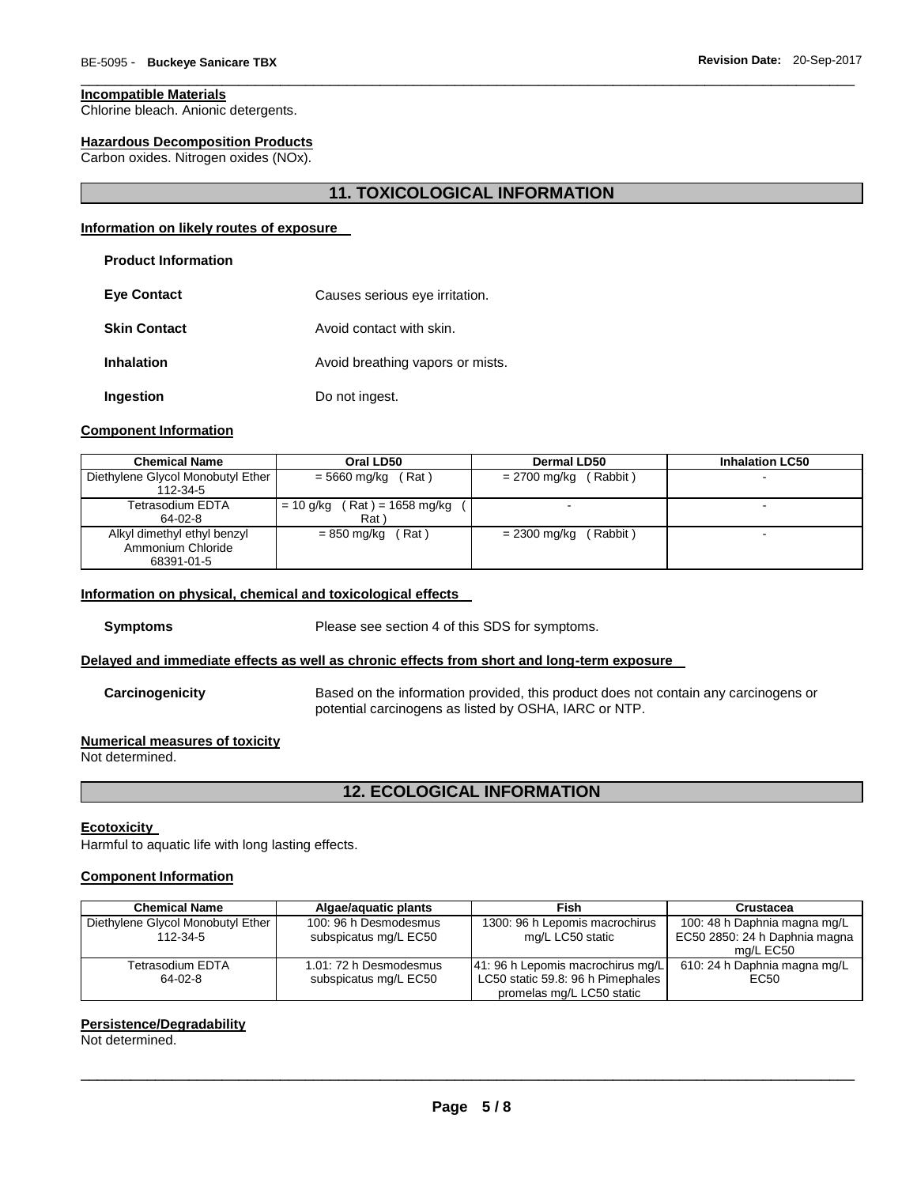**Incompatible Materials**

Chlorine bleach. Anionic detergents.

**Hazardous Decomposition Products**

Carbon oxides. Nitrogen oxides (NOx).

## 11. TOXICOLOGICAL INFORMATION

**Information on likely routes of exposure**

**Product Information**

**Eye Contact** Causes serious eye irritation.

**Skin Contact** Avoid contact with skin.

**Inhalation** Avoid breathing vapors or mists.

**Ingestion** Do not ingest.

**Component Information**

| Chemical Name | Oral LD50 | Dermal LD50 | Inhalation LC50 |
|---|---|---|---|
| Diethylene Glycol Monobutyl Ether 112-34-5 | = 5660 mg/kg ( Rat ) | = 2700 mg/kg ( Rabbit ) | - |
| Tetrasodium EDTA 64-02-8 | = 10 g/kg ( Rat ) = 1658 mg/kg ( Rat ) | - | - |
| Alkyl dimethyl ethyl benzyl Ammonium Chloride 68391-01-5 | = 850 mg/kg ( Rat ) | = 2300 mg/kg ( Rabbit ) | - |

**Information on physical, chemical and toxicological effects**

**Symptoms** Please see section 4 of this SDS for symptoms.

**Delayed and immediate effects as well as chronic effects from short and long-term exposure**

**Carcinogenicity** Based on the information provided, this product does not contain any carcinogens or potential carcinogens as listed by OSHA, IARC or NTP.

**Numerical measures of toxicity**

Not determined.

## 12. ECOLOGICAL INFORMATION

**Ecotoxicity**

Harmful to aquatic life with long lasting effects.

**Component Information**

| Chemical Name | Algae/aquatic plants | Fish | Crustacea |
|---|---|---|---|
| Diethylene Glycol Monobutyl Ether 112-34-5 | 100: 96 h Desmodesmus subspicatus mg/L EC50 | 1300: 96 h Lepomis macrochirus mg/L LC50 static | 100: 48 h Daphnia magna mg/L EC50 2850: 24 h Daphnia magna mg/L EC50 |
| Tetrasodium EDTA 64-02-8 | 1.01: 72 h Desmodesmus subspicatus mg/L EC50 | 41: 96 h Lepomis macrochirus mg/L LC50 static 59.8: 96 h Pimephales promelas mg/L LC50 static | 610: 24 h Daphnia magna mg/L EC50 |

**Persistence/Degradability**

Not determined.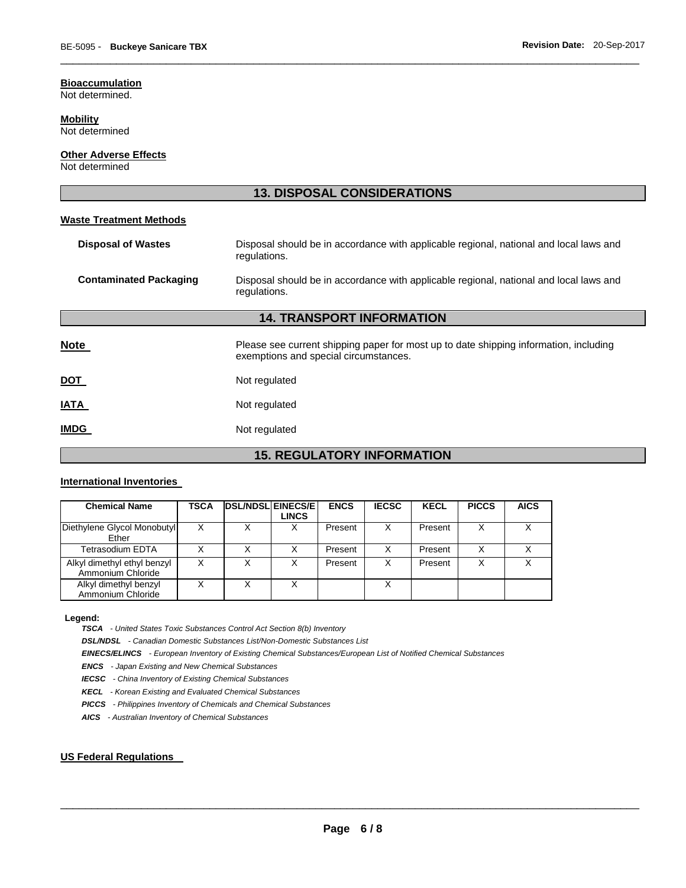**Bioaccumulation**
Not determined.

**Mobility**
Not determined

**Other Adverse Effects**
Not determined

## 13. DISPOSAL CONSIDERATIONS

**Waste Treatment Methods**

**Disposal of Wastes** — Disposal should be in accordance with applicable regional, national and local laws and regulations.

**Contaminated Packaging** — Disposal should be in accordance with applicable regional, national and local laws and regulations.

## 14. TRANSPORT INFORMATION

**Note** — Please see current shipping paper for most up to date shipping information, including exemptions and special circumstances.

**DOT** — Not regulated

**IATA** — Not regulated

**IMDG** — Not regulated

## 15. REGULATORY INFORMATION

**International Inventories**

| Chemical Name | TSCA | DSL/NDSL | EINECS/ELINCS | ENCS | IECSC | KECL | PICCS | AICS |
|---|---|---|---|---|---|---|---|---|
| Diethylene Glycol Monobutyl Ether | X | X | X | Present | X | Present | X | X |
| Tetrasodium EDTA | X | X | X | Present | X | Present | X | X |
| Alkyl dimethyl ethyl benzyl Ammonium Chloride | X | X | X | Present | X | Present | X | X |
| Alkyl dimethyl benzyl Ammonium Chloride | X | X | X | | X | | | |

**Legend:**

***TSCA*** *- United States Toxic Substances Control Act Section 8(b) Inventory*

***DSL/NDSL*** *- Canadian Domestic Substances List/Non-Domestic Substances List*

***EINECS/ELINCS*** *- European Inventory of Existing Chemical Substances/European List of Notified Chemical Substances*

***ENCS*** *- Japan Existing and New Chemical Substances*

***IECSC*** *- China Inventory of Existing Chemical Substances*

***KECL*** *- Korean Existing and Evaluated Chemical Substances*

***PICCS*** *- Philippines Inventory of Chemicals and Chemical Substances*

***AICS*** *- Australian Inventory of Chemical Substances*

**US Federal Regulations**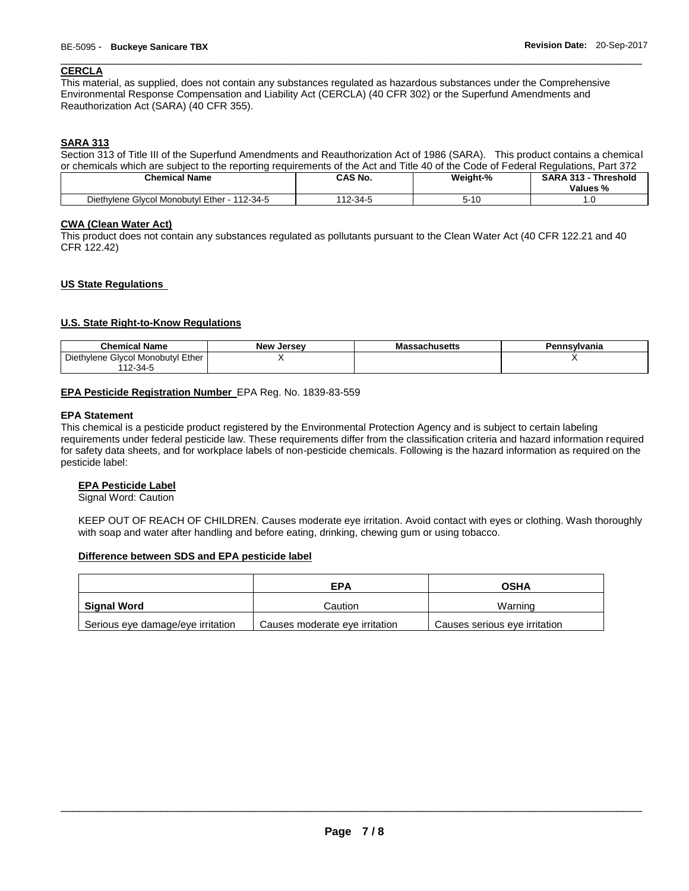## CERCLA

This material, as supplied, does not contain any substances regulated as hazardous substances under the Comprehensive Environmental Response Compensation and Liability Act (CERCLA) (40 CFR 302) or the Superfund Amendments and Reauthorization Act (SARA) (40 CFR 355).

## SARA 313

Section 313 of Title III of the Superfund Amendments and Reauthorization Act of 1986 (SARA). This product contains a chemical or chemicals which are subject to the reporting requirements of the Act and Title 40 of the Code of Federal Regulations, Part 372

| Chemical Name | CAS No. | Weight-% | SARA 313 - Threshold Values % |
|---|---|---|---|
| Diethylene Glycol Monobutyl Ether - 112-34-5 | 112-34-5 | 5-10 | 1.0 |

## CWA (Clean Water Act)

This product does not contain any substances regulated as pollutants pursuant to the Clean Water Act (40 CFR 122.21 and 40 CFR 122.42)

## US State Regulations

## U.S. State Right-to-Know Regulations

| Chemical Name | New Jersey | Massachusetts | Pennsylvania |
|---|---|---|---|
| Diethylene Glycol Monobutyl Ether 112-34-5 | X | | X |

**EPA Pesticide Registration Number** EPA Reg. No. 1839-83-559

**EPA Statement**

This chemical is a pesticide product registered by the Environmental Protection Agency and is subject to certain labeling requirements under federal pesticide law. These requirements differ from the classification criteria and hazard information required for safety data sheets, and for workplace labels of non-pesticide chemicals. Following is the hazard information as required on the pesticide label:

**EPA Pesticide Label**

Signal Word: Caution

KEEP OUT OF REACH OF CHILDREN. Causes moderate eye irritation. Avoid contact with eyes or clothing. Wash thoroughly with soap and water after handling and before eating, drinking, chewing gum or using tobacco.

**Difference between SDS and EPA pesticide label**

| | EPA | OSHA |
|---|---|---|
| **Signal Word** | Caution | Warning |
| Serious eye damage/eye irritation | Causes moderate eye irritation | Causes serious eye irritation |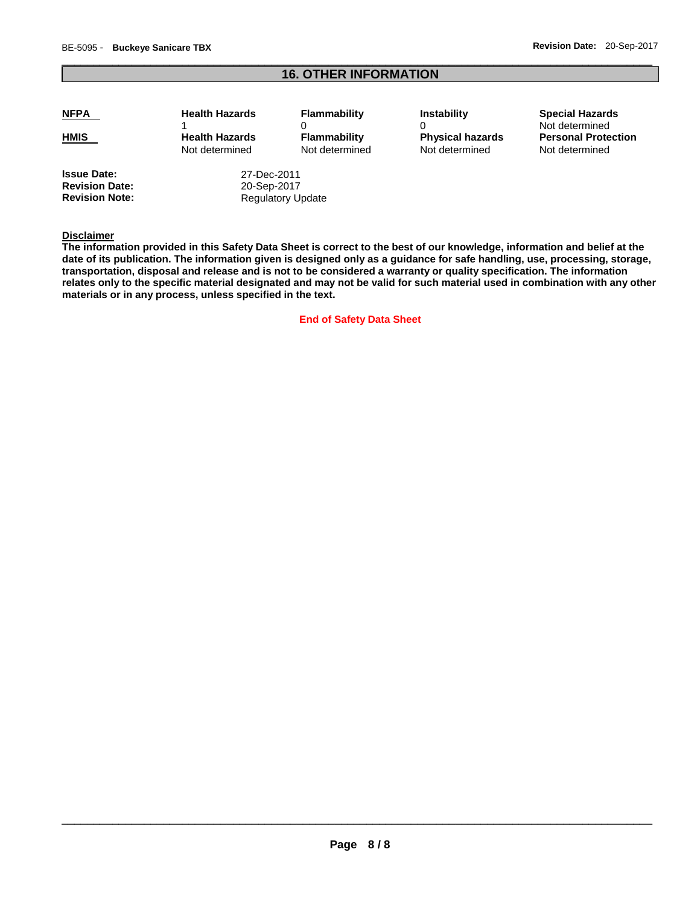## 16. OTHER INFORMATION

| | | | | |
|---|---|---|---|---|
| **NFPA** | **Health Hazards** 1 | **Flammability** 0 | **Instability** 0 | **Special Hazards** Not determined |
| **HMIS** | **Health Hazards** Not determined | **Flammability** Not determined | **Physical hazards** Not determined | **Personal Protection** Not determined |

**Issue Date:** 27-Dec-2011
**Revision Date:** 20-Sep-2017
**Revision Note:** Regulatory Update

**Disclaimer**

**The information provided in this Safety Data Sheet is correct to the best of our knowledge, information and belief at the date of its publication. The information given is designed only as a guidance for safe handling, use, processing, storage, transportation, disposal and release and is not to be considered a warranty or quality specification. The information relates only to the specific material designated and may not be valid for such material used in combination with any other materials or in any process, unless specified in the text.**

**End of Safety Data Sheet**